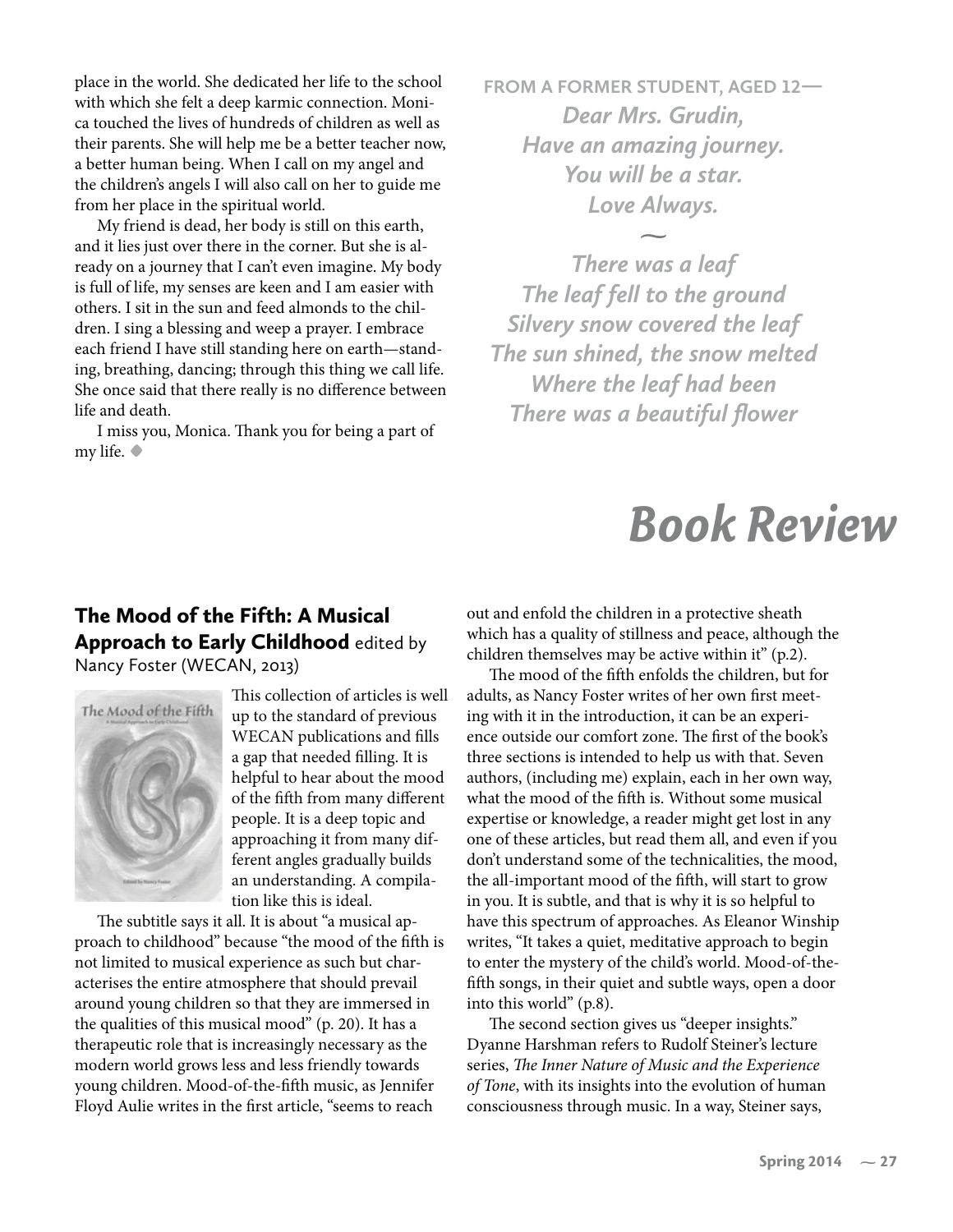place in the world. She dedicated her life to the school with which she felt a deep karmic connection. Monica touched the lives of hundreds of children as well as their parents. She will help me be a better teacher now, a better human being. When I call on my angel and the children's angels I will also call on her to guide me from her place in the spiritual world.

My friend is dead, her body is still on this earth, and it lies just over there in the corner. But she is already on a journey that I can't even imagine. My body is full of life, my senses are keen and I am easier with others. I sit in the sun and feed almonds to the children. I sing a blessing and weep a prayer. I embrace each friend I have still standing here on earth—standing, breathing, dancing; through this thing we call life. She once said that there really is no difference between life and death.

I miss you, Monica. Thank you for being a part of my life. ◆

**FROM A FORMER STUDENT, AGED 12—**

***Dear Mrs. Grudin,***
***Have an amazing journey.***
***You will be a star.***
***Love Always.***

~

***There was a leaf***
***The leaf fell to the ground***
***Silvery snow covered the leaf***
***The sun shined, the snow melted***
***Where the leaf had been***
***There was a beautiful flower***

# *Book Review*

## The Mood of the Fifth: A Musical Approach to Early Childhood edited by Nancy Foster (WECAN, 2013)

This collection of articles is well up to the standard of previous WECAN publications and fills a gap that needed filling. It is helpful to hear about the mood of the fifth from many different people. It is a deep topic and approaching it from many different angles gradually builds an understanding. A compilation like this is ideal.

The subtitle says it all. It is about "a musical approach to childhood" because "the mood of the fifth is not limited to musical experience as such but characterises the entire atmosphere that should prevail around young children so that they are immersed in the qualities of this musical mood" (p. 20). It has a therapeutic role that is increasingly necessary as the modern world grows less and less friendly towards young children. Mood-of-the-fifth music, as Jennifer Floyd Aulie writes in the first article, "seems to reach out and enfold the children in a protective sheath which has a quality of stillness and peace, although the children themselves may be active within it" (p.2).

The mood of the fifth enfolds the children, but for adults, as Nancy Foster writes of her own first meeting with it in the introduction, it can be an experience outside our comfort zone. The first of the book's three sections is intended to help us with that. Seven authors, (including me) explain, each in her own way, what the mood of the fifth is. Without some musical expertise or knowledge, a reader might get lost in any one of these articles, but read them all, and even if you don't understand some of the technicalities, the mood, the all-important mood of the fifth, will start to grow in you. It is subtle, and that is why it is so helpful to have this spectrum of approaches. As Eleanor Winship writes, "It takes a quiet, meditative approach to begin to enter the mystery of the child's world. Mood-of-the-fifth songs, in their quiet and subtle ways, open a door into this world" (p.8).

The second section gives us "deeper insights." Dyanne Harshman refers to Rudolf Steiner's lecture series, *The Inner Nature of Music and the Experience of Tone*, with its insights into the evolution of human consciousness through music. In a way, Steiner says,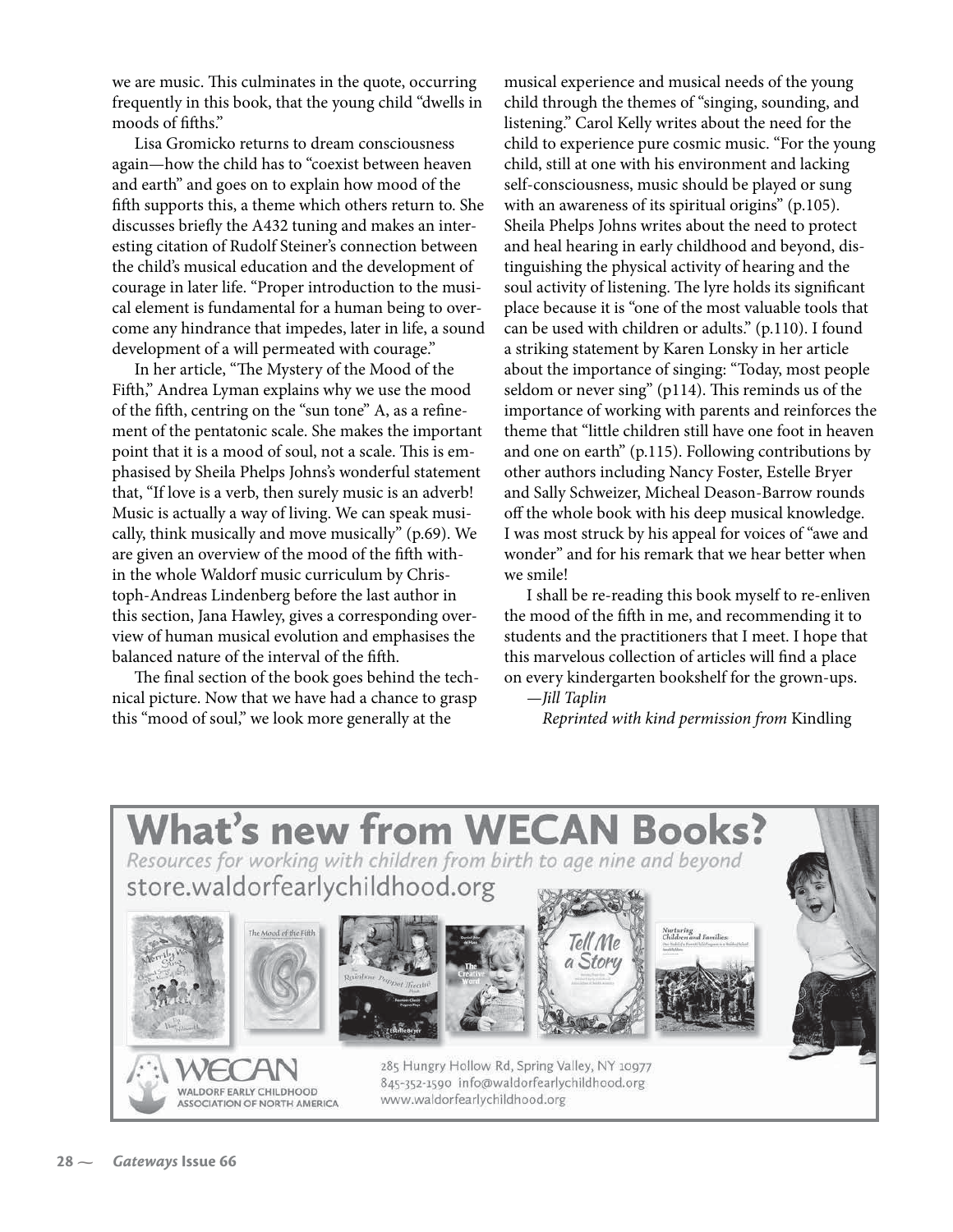we are music. This culminates in the quote, occurring frequently in this book, that the young child "dwells in moods of fifths."

Lisa Gromicko returns to dream consciousness again—how the child has to "coexist between heaven and earth" and goes on to explain how mood of the fifth supports this, a theme which others return to. She discusses briefly the A432 tuning and makes an interesting citation of Rudolf Steiner's connection between the child's musical education and the development of courage in later life. "Proper introduction to the musical element is fundamental for a human being to overcome any hindrance that impedes, later in life, a sound development of a will permeated with courage."

In her article, "The Mystery of the Mood of the Fifth," Andrea Lyman explains why we use the mood of the fifth, centring on the "sun tone" A, as a refinement of the pentatonic scale. She makes the important point that it is a mood of soul, not a scale. This is emphasised by Sheila Phelps Johns's wonderful statement that, "If love is a verb, then surely music is an adverb! Music is actually a way of living. We can speak musically, think musically and move musically" (p.69). We are given an overview of the mood of the fifth within the whole Waldorf music curriculum by Christoph-Andreas Lindenberg before the last author in this section, Jana Hawley, gives a corresponding overview of human musical evolution and emphasises the balanced nature of the interval of the fifth.

The final section of the book goes behind the technical picture. Now that we have had a chance to grasp this "mood of soul," we look more generally at the musical experience and musical needs of the young child through the themes of "singing, sounding, and listening." Carol Kelly writes about the need for the child to experience pure cosmic music. "For the young child, still at one with his environment and lacking self-consciousness, music should be played or sung with an awareness of its spiritual origins" (p.105). Sheila Phelps Johns writes about the need to protect and heal hearing in early childhood and beyond, distinguishing the physical activity of hearing and the soul activity of listening. The lyre holds its significant place because it is "one of the most valuable tools that can be used with children or adults." (p.110). I found a striking statement by Karen Lonsky in her article about the importance of singing: "Today, most people seldom or never sing" (p114). This reminds us of the importance of working with parents and reinforces the theme that "little children still have one foot in heaven and one on earth" (p.115). Following contributions by other authors including Nancy Foster, Estelle Bryer and Sally Schweizer, Micheal Deason-Barrow rounds off the whole book with his deep musical knowledge. I was most struck by his appeal for voices of "awe and wonder" and for his remark that we hear better when we smile!

I shall be re-reading this book myself to re-enliven the mood of the fifth in me, and recommending it to students and the practitioners that I meet. I hope that this marvelous collection of articles will find a place on every kindergarten bookshelf for the grown-ups.

*—Jill Taplin*

*Reprinted with kind permission from* Kindling

# What's new from WECAN Books?

*Resources for working with children from birth to age nine and beyond*

store.waldorfearlychildhood.org

WECAN
WALDORF EARLY CHILDHOOD ASSOCIATION OF NORTH AMERICA

285 Hungry Hollow Rd, Spring Valley, NY 10977
845-352-1590 info@waldorfearlychildhood.org
www.waldorfearlychildhood.org